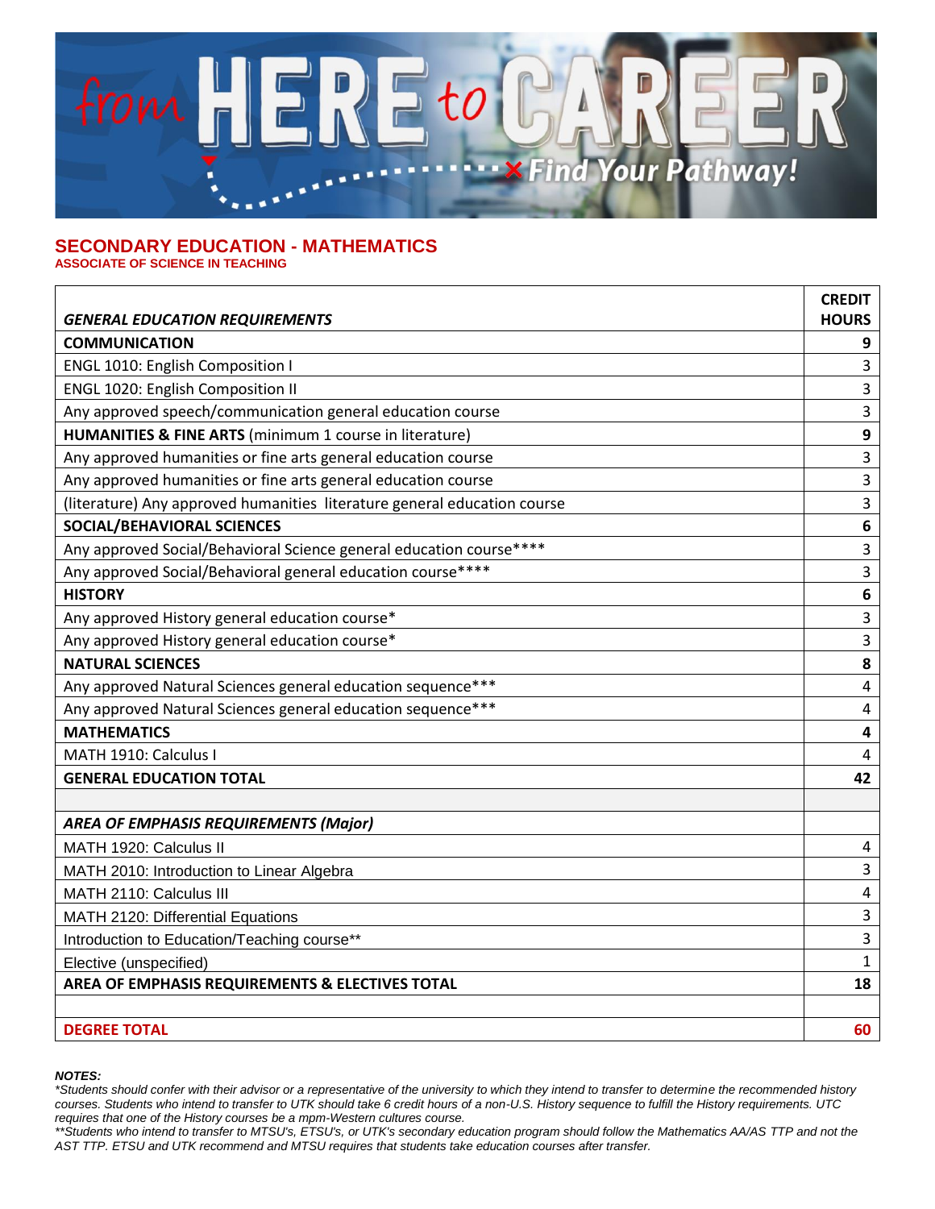# from HERE to CAREER

Find Your Pathway!

## SECONDARY EDUCATION - MATHEMATICS

### ASSOCIATE OF SCIENCE IN TEACHING

| *GENERAL EDUCATION REQUIREMENTS* | CREDIT HOURS |
|---|---|
| **COMMUNICATION** | **9** |
| ENGL 1010: English Composition I | 3 |
| ENGL 1020: English Composition II | 3 |
| Any approved speech/communication general education course | 3 |
| **HUMANITIES & FINE ARTS** (minimum 1 course in literature) | **9** |
| Any approved humanities or fine arts general education course | 3 |
| Any approved humanities or fine arts general education course | 3 |
| (literature) Any approved humanities literature general education course | 3 |
| **SOCIAL/BEHAVIORAL SCIENCES** | **6** |
| Any approved Social/Behavioral Science general education course**** | 3 |
| Any approved Social/Behavioral general education course**** | 3 |
| **HISTORY** | **6** |
| Any approved History general education course* | 3 |
| Any approved History general education course* | 3 |
| **NATURAL SCIENCES** | **8** |
| Any approved Natural Sciences general education sequence*** | 4 |
| Any approved Natural Sciences general education sequence*** | 4 |
| **MATHEMATICS** | **4** |
| MATH 1910: Calculus I | 4 |
| **GENERAL EDUCATION TOTAL** | **42** |
| | |
| ***AREA OF EMPHASIS REQUIREMENTS (Major)*** | |
| MATH 1920: Calculus II | 4 |
| MATH 2010: Introduction to Linear Algebra | 3 |
| MATH 2110: Calculus III | 4 |
| MATH 2120: Differential Equations | 3 |
| Introduction to Education/Teaching course** | 3 |
| Elective (unspecified) | 1 |
| **AREA OF EMPHASIS REQUIREMENTS & ELECTIVES TOTAL** | **18** |
| | |
| **DEGREE TOTAL** | **60** |

***NOTES:***

*\*Students should confer with their advisor or a representative of the university to which they intend to transfer to determine the recommended history courses. Students who intend to transfer to UTK should take 6 credit hours of a non-U.S. History sequence to fulfill the History requirements. UTC requires that one of the History courses be a mpm-Western cultures course.*

*\*\*Students who intend to transfer to MTSU's, ETSU's, or UTK's secondary education program should follow the Mathematics AA/AS TTP and not the AST TTP. ETSU and UTK recommend and MTSU requires that students take education courses after transfer.*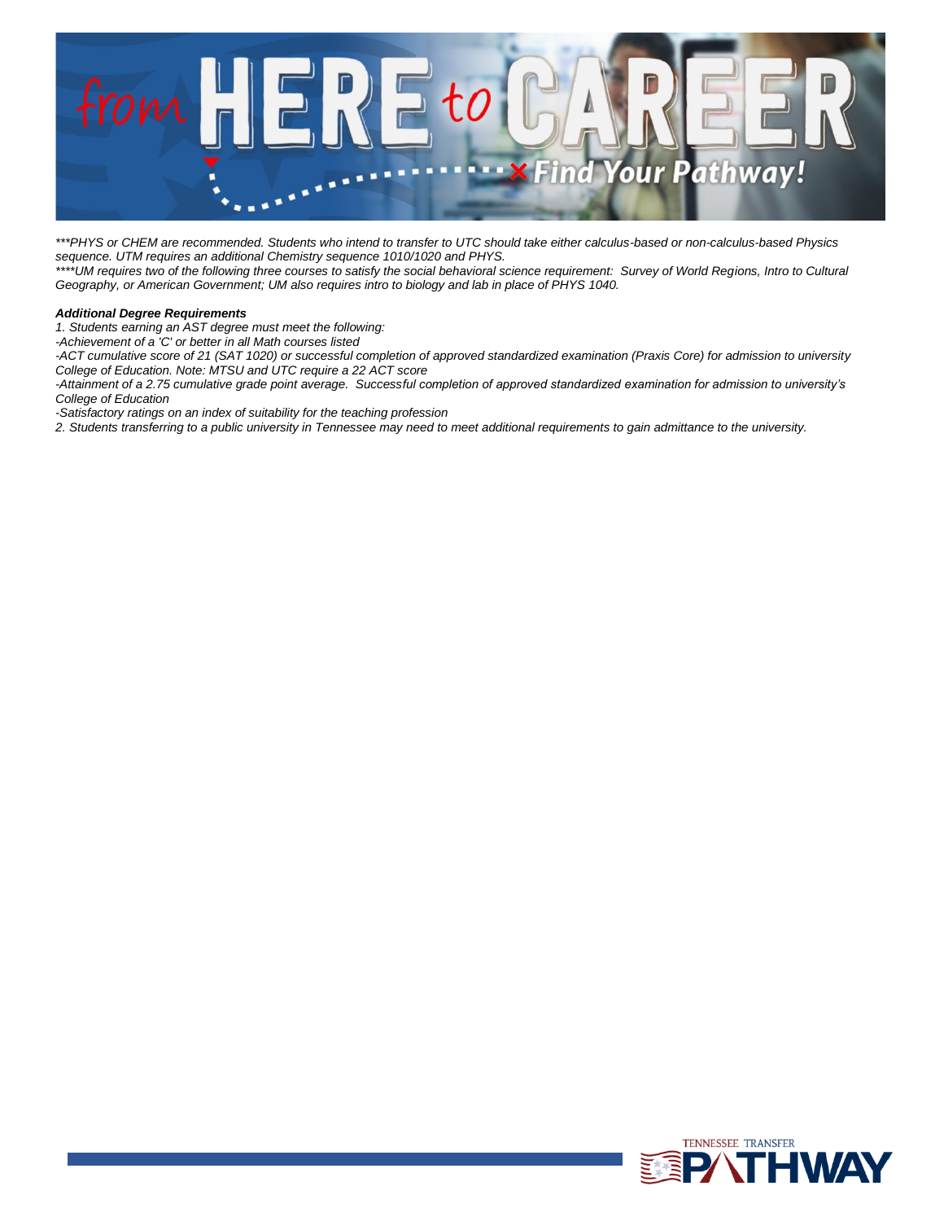*\*\*\*PHYS or CHEM are recommended. Students who intend to transfer to UTC should take either calculus-based or non-calculus-based Physics sequence. UTM requires an additional Chemistry sequence 1010/1020 and PHYS.*

*\*\*\*\*UM requires two of the following three courses to satisfy the social behavioral science requirement: Survey of World Regions, Intro to Cultural Geography, or American Government; UM also requires intro to biology and lab in place of PHYS 1040.*

***Additional Degree Requirements***

*1. Students earning an AST degree must meet the following:*

*-Achievement of a 'C' or better in all Math courses listed*

*-ACT cumulative score of 21 (SAT 1020) or successful completion of approved standardized examination (Praxis Core) for admission to university College of Education. Note: MTSU and UTC require a 22 ACT score*

*-Attainment of a 2.75 cumulative grade point average. Successful completion of approved standardized examination for admission to university's College of Education*

*-Satisfactory ratings on an index of suitability for the teaching profession*

*2. Students transferring to a public university in Tennessee may need to meet additional requirements to gain admittance to the university.*